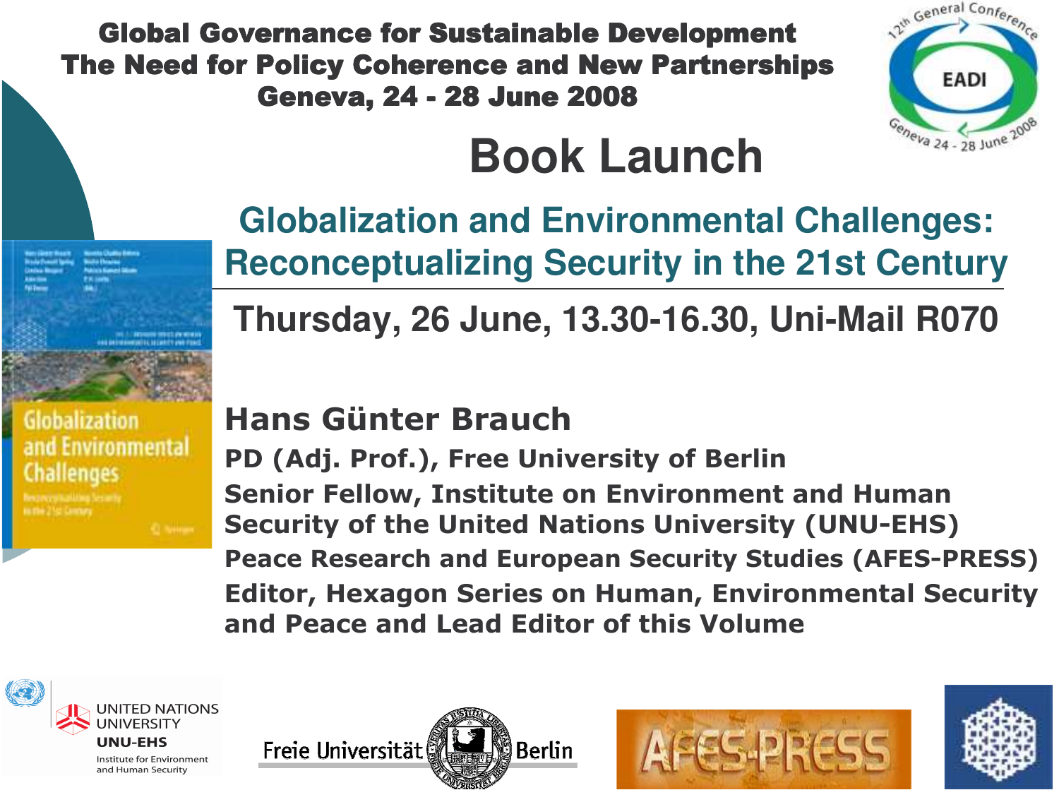**Global Governance for Sustainable Development**
**The Need for Policy Coherence and New Partnerships**
**Geneva, 24 - 28 June 2008**

# Book Launch

## Globalization and Environmental Challenges: Reconceptualizing Security in the 21st Century

**Thursday, 26 June, 13.30-16.30, Uni-Mail R070**

**Hans Günter Brauch**

**PD (Adj. Prof.), Free University of Berlin**

**Senior Fellow, Institute on Environment and Human Security of the United Nations University (UNU-EHS)**

**Peace Research and European Security Studies (AFES-PRESS)**

**Editor, Hexagon Series on Human, Environmental Security and Peace and Lead Editor of this Volume**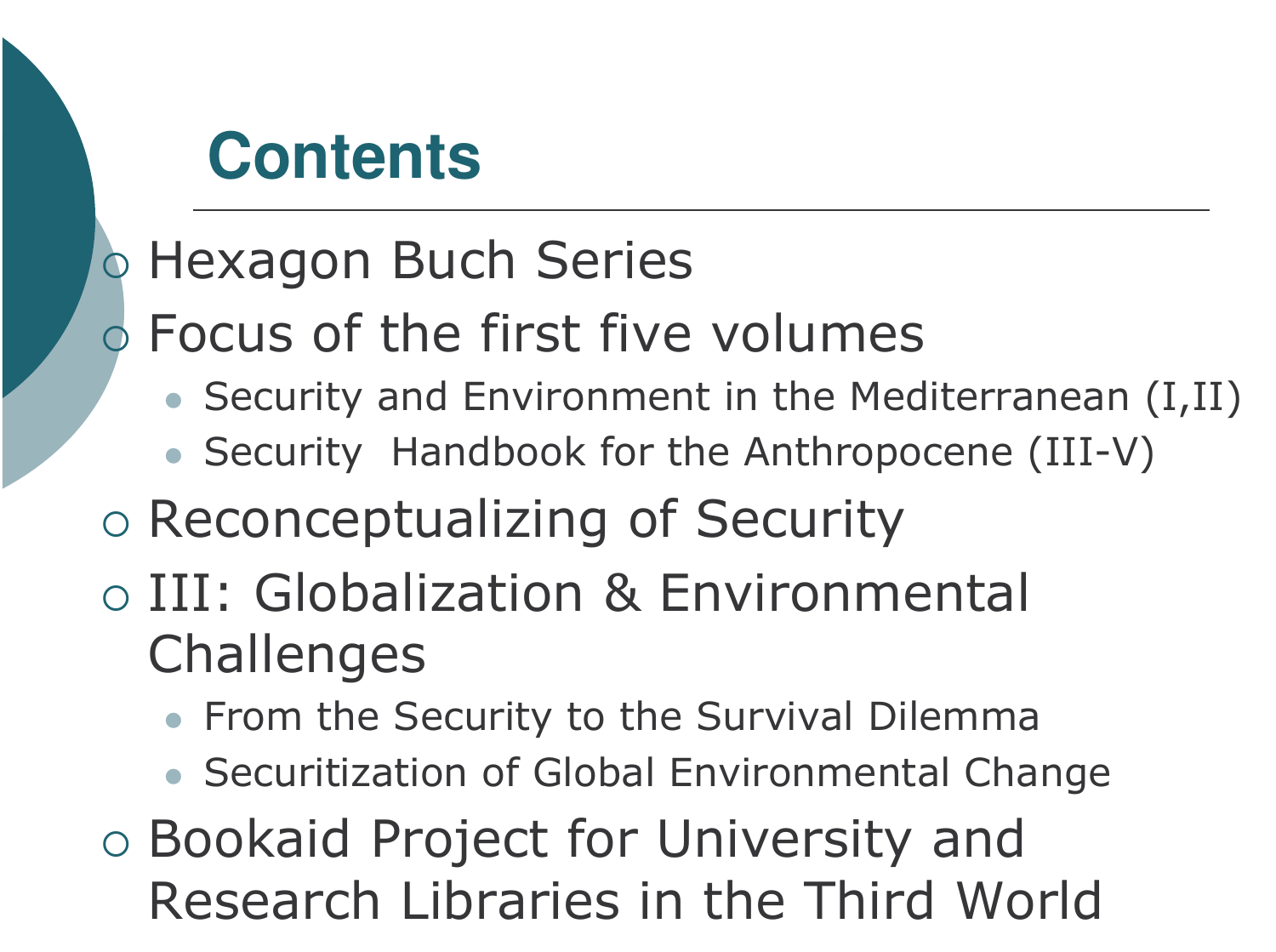# Contents

- Hexagon Buch Series
- Focus of the first five volumes
  - Security and Environment in the Mediterranean (I,II)
  - Security  Handbook for the Anthropocene (III-V)
- Reconceptualizing of Security
- III: Globalization & Environmental Challenges
  - From the Security to the Survival Dilemma
  - Securitization of Global Environmental Change
- Bookaid Project for University and Research Libraries in the Third World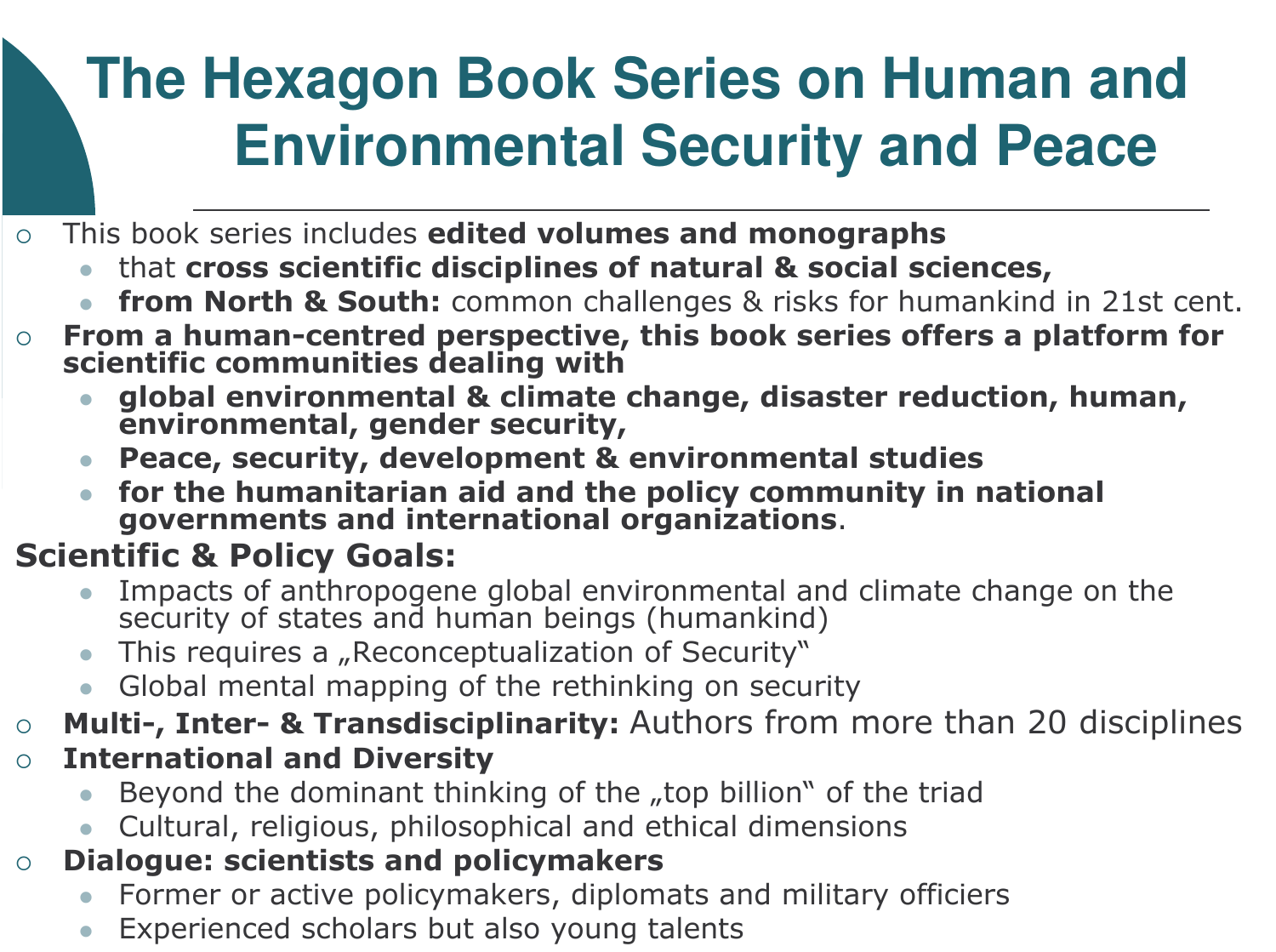# The Hexagon Book Series on Human and Environmental Security and Peace

- This book series includes **edited volumes and monographs**
  - that **cross scientific disciplines of natural & social sciences,**
  - **from North & South:** common challenges & risks for humankind in 21st cent.
- **From a human-centred perspective, this book series offers a platform for scientific communities dealing with**
  - **global environmental & climate change, disaster reduction, human, environmental, gender security,**
  - **Peace, security, development & environmental studies**
  - **for the humanitarian aid and the policy community in national governments and international organizations**.

**Scientific & Policy Goals:**

- Impacts of anthropogene global environmental and climate change on the security of states and human beings (humankind)
- This requires a „Reconceptualization of Security"
- Global mental mapping of the rethinking on security

- **Multi-, Inter- & Transdisciplinarity:** Authors from more than 20 disciplines
- **International and Diversity**
  - Beyond the dominant thinking of the „top billion" of the triad
  - Cultural, religious, philosophical and ethical dimensions
- **Dialogue: scientists and policymakers**
  - Former or active policymakers, diplomats and military officiers
  - Experienced scholars but also young talents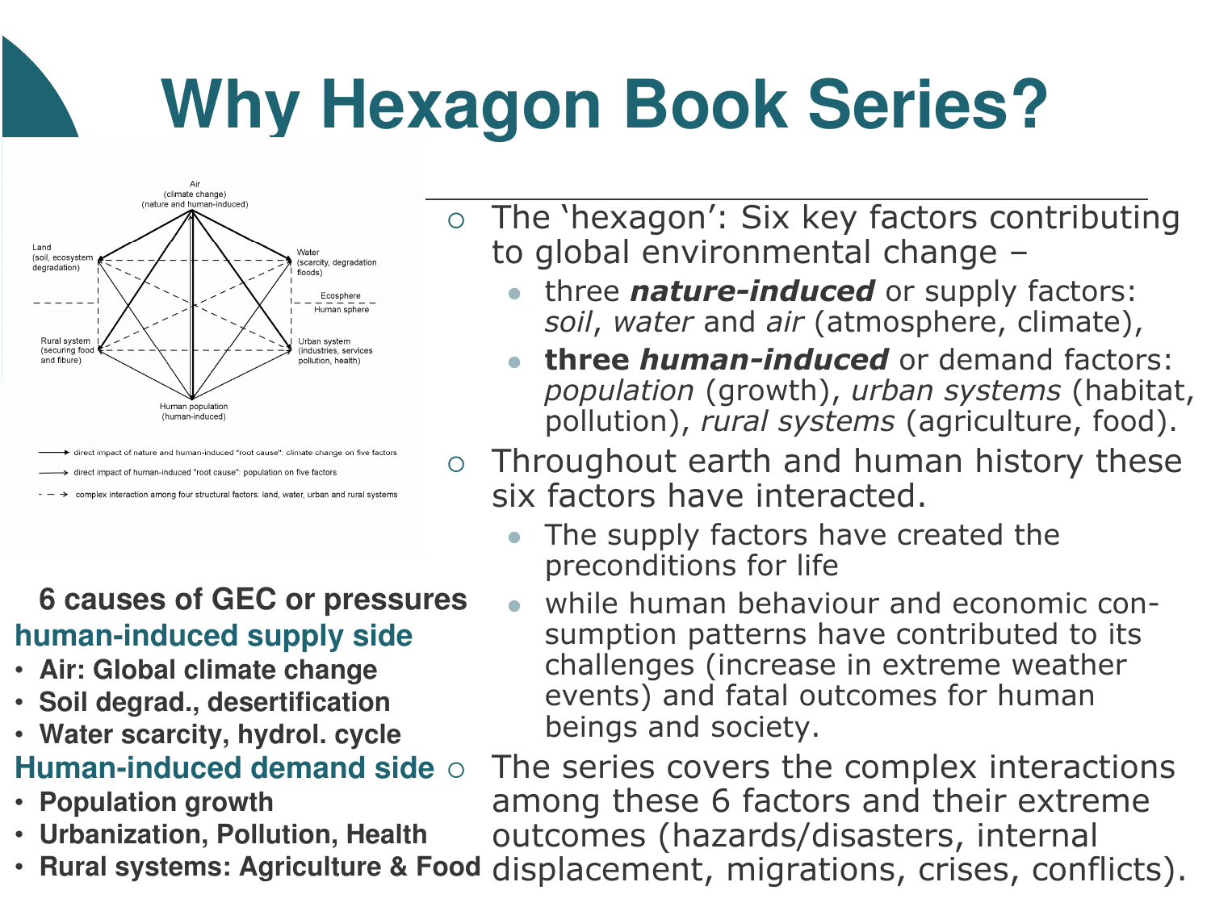# Why Hexagon Book Series?

Air
(climate change)
(nature and human-induced)

Land
(soil, ecosystem
degradation)

Water
(scarcity, degradation
floods)

Ecosphere

Human sphere

Rural system
(securing food
and fibure)

Urban system
(industries, services
pollution, health)

Human population
(human-induced)

direct impact of nature and human-induced "root cause": climate change on five factors

direct impact of human-induced "root cause": population on five factors

complex interaction among four structural factors: land, water, urban and rural systems

**6 causes of GEC or pressures**

**human-induced supply side**

- **Air: Global climate change**
- **Soil degrad., desertification**
- **Water scarcity, hydrol. cycle**

**Human-induced demand side**

- **Population growth**
- **Urbanization, Pollution, Health**
- **Rural systems: Agriculture & Food**

---

- The 'hexagon': Six key factors contributing to global environmental change –
  - three ***nature-induced*** or supply factors: *soil*, *water* and *air* (atmosphere, climate),
  - **three *human-induced*** or demand factors: *population* (growth), *urban systems* (habitat, pollution), *rural systems* (agriculture, food).
- Throughout earth and human history these six factors have interacted.
  - The supply factors have created the preconditions for life
  - while human behaviour and economic consumption patterns have contributed to its challenges (increase in extreme weather events) and fatal outcomes for human beings and society.
- The series covers the complex interactions among these 6 factors and their extreme outcomes (hazards/disasters, internal displacement, migrations, crises, conflicts).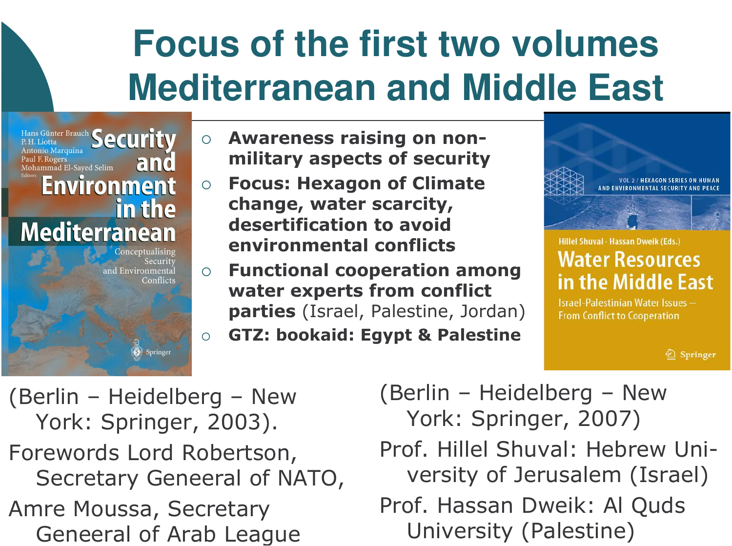# Focus of the first two volumes Mediterranean and Middle East

- **Awareness raising on non-military aspects of security**
- **Focus: Hexagon of Climate change, water scarcity, desertification to avoid environmental conflicts**
- **Functional cooperation among water experts from conflict parties** (Israel, Palestine, Jordan)
- **GTZ: bookaid: Egypt & Palestine**

Hans Günter Brauch, P. H. Liotta, Antonio Marquina, Paul F. Rogers, Mohammad El-Sayed Selim (Editors): Security and Environment in the Mediterranean. Conceptualising Security and Environmental Conflicts. Springer

(Berlin – Heidelberg – New York: Springer, 2003).

Forewords Lord Robertson, Secretary Geneeral of NATO,

Amre Moussa, Secretary Geneeral of Arab League

Vol 2 / Hexagon Series on Human and Environmental Security and Peace

Hillel Shuval · Hassan Dweik (Eds.): Water Resources in the Middle East. Israel-Palestinian Water Issues – From Conflict to Cooperation. Springer

(Berlin – Heidelberg – New York: Springer, 2007)

Prof. Hillel Shuval: Hebrew University of Jerusalem (Israel)

Prof. Hassan Dweik: Al Quds University (Palestine)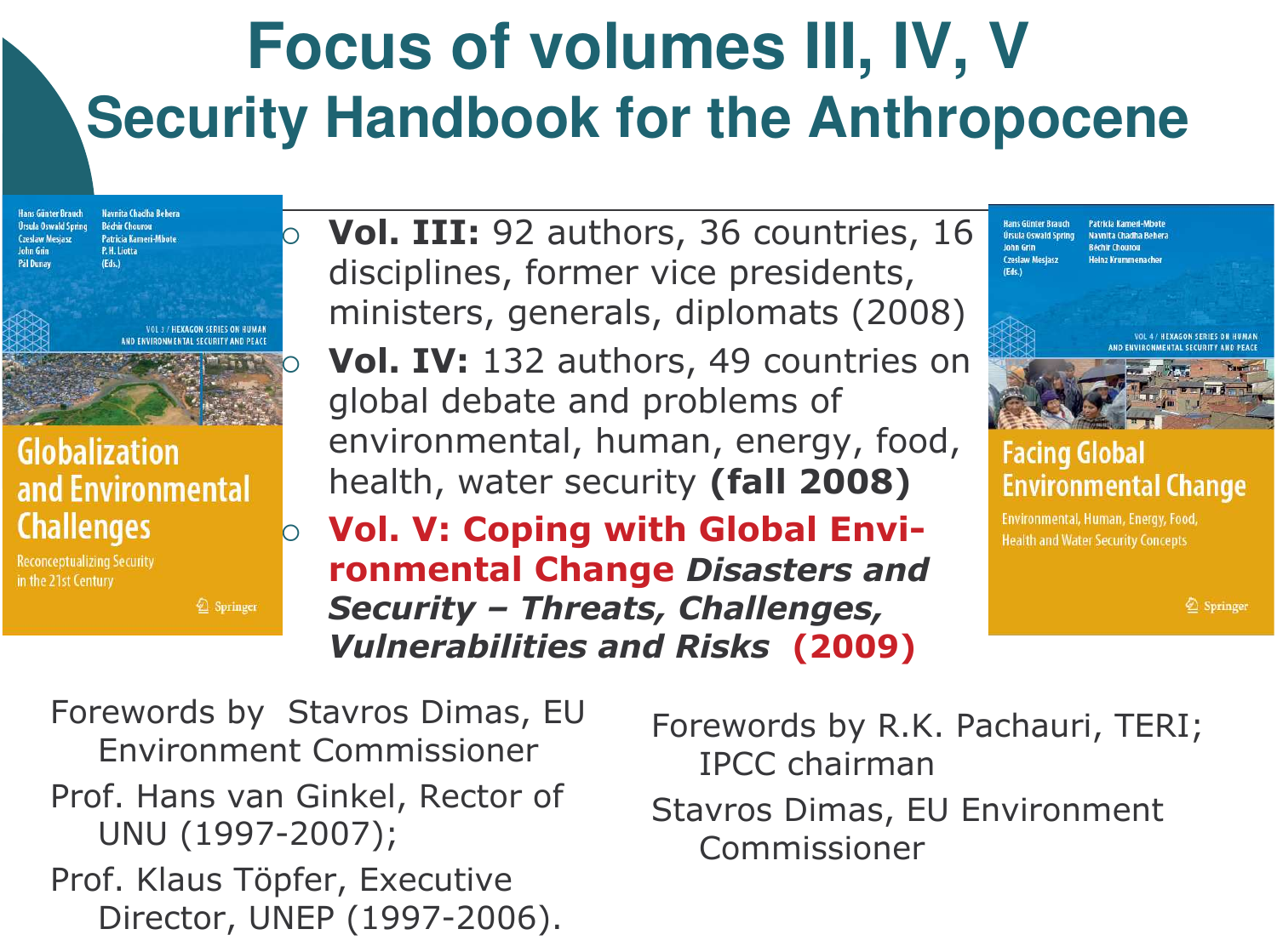# Focus of volumes III, IV, V

## Security Handbook for the Anthropocene

- **Vol. III:** 92 authors, 36 countries, 16 disciplines, former vice presidents, ministers, generals, diplomats (2008)
- **Vol. IV:** 132 authors, 49 countries on global debate and problems of environmental, human, energy, food, health, water security **(fall 2008)**
- **Vol. V: Coping with Global Environmental Change** ***Disasters and Security – Threats, Challenges, Vulnerabilities and Risks*** **(2009)**

Hans Günter Brauch, Ursula Oswald Spring, Czeslaw Mesjasz, John Grin, Pál Dunay, Navnita Chadha Behera, Béchir Chourou, Patricia Kameri-Mbote, P. H. Liotta (Eds.)

VOL 3 / HEXAGON SERIES ON HUMAN AND ENVIRONMENTAL SECURITY AND PEACE

**Globalization and Environmental Challenges**

Reconceptualizing Security in the 21st Century

Springer

Hans Günter Brauch, Ursula Oswald Spring, John Grin, Czeslaw Mesjasz, Patricia Kameri-Mbote, Navnita Chadha Behera, Béchir Chourou, Heinz Krummenacher (Eds.)

VOL 4 / HEXAGON SERIES ON HUMAN AND ENVIRONMENTAL SECURITY AND PEACE

**Facing Global Environmental Change**

Environmental, Human, Energy, Food, Health and Water Security Concepts

Springer

Forewords by Stavros Dimas, EU Environment Commissioner

Prof. Hans van Ginkel, Rector of UNU (1997-2007);

Prof. Klaus Töpfer, Executive Director, UNEP (1997-2006).

Forewords by R.K. Pachauri, TERI; IPCC chairman

Stavros Dimas, EU Environment Commissioner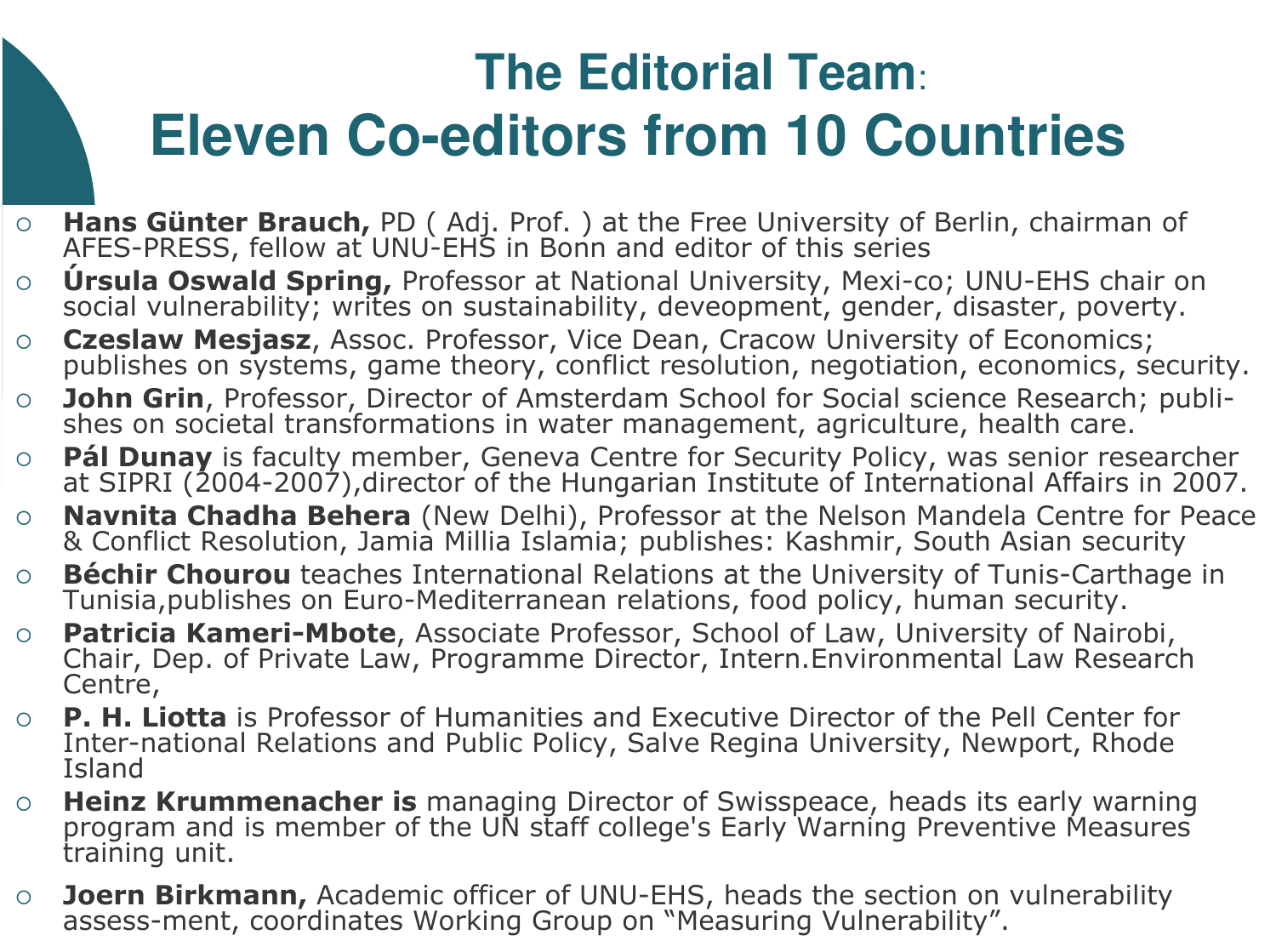# The Editorial Team:
# Eleven Co-editors from 10 Countries

- **Hans Günter Brauch,** PD ( Adj. Prof. ) at the Free University of Berlin, chairman of AFES-PRESS, fellow at UNU-EHS in Bonn and editor of this series
- **Úrsula Oswald Spring,** Professor at National University, Mexi-co; UNU-EHS chair on social vulnerability; writes on sustainability, deveopment, gender, disaster, poverty.
- **Czeslaw Mesjasz**, Assoc. Professor, Vice Dean, Cracow University of Economics; publishes on systems, game theory, conflict resolution, negotiation, economics, security.
- **John Grin**, Professor, Director of Amsterdam School for Social science Research; publi-shes on societal transformations in water management, agriculture, health care.
- **Pál Dunay** is faculty member, Geneva Centre for Security Policy, was senior researcher at SIPRI (2004-2007),director of the Hungarian Institute of International Affairs in 2007.
- **Navnita Chadha Behera** (New Delhi), Professor at the Nelson Mandela Centre for Peace & Conflict Resolution, Jamia Millia Islamia; publishes: Kashmir, South Asian security
- **Béchir Chourou** teaches International Relations at the University of Tunis-Carthage in Tunisia,publishes on Euro-Mediterranean relations, food policy, human security.
- **Patricia Kameri-Mbote**, Associate Professor, School of Law, University of Nairobi, Chair, Dep. of Private Law, Programme Director, Intern.Environmental Law Research Centre,
- **P. H. Liotta** is Professor of Humanities and Executive Director of the Pell Center for Inter-national Relations and Public Policy, Salve Regina University, Newport, Rhode Island
- **Heinz Krummenacher is** managing Director of Swisspeace, heads its early warning program and is member of the UN staff college's Early Warning Preventive Measures training unit.
- **Joern Birkmann,** Academic officer of UNU-EHS, heads the section on vulnerability assess-ment, coordinates Working Group on "Measuring Vulnerability".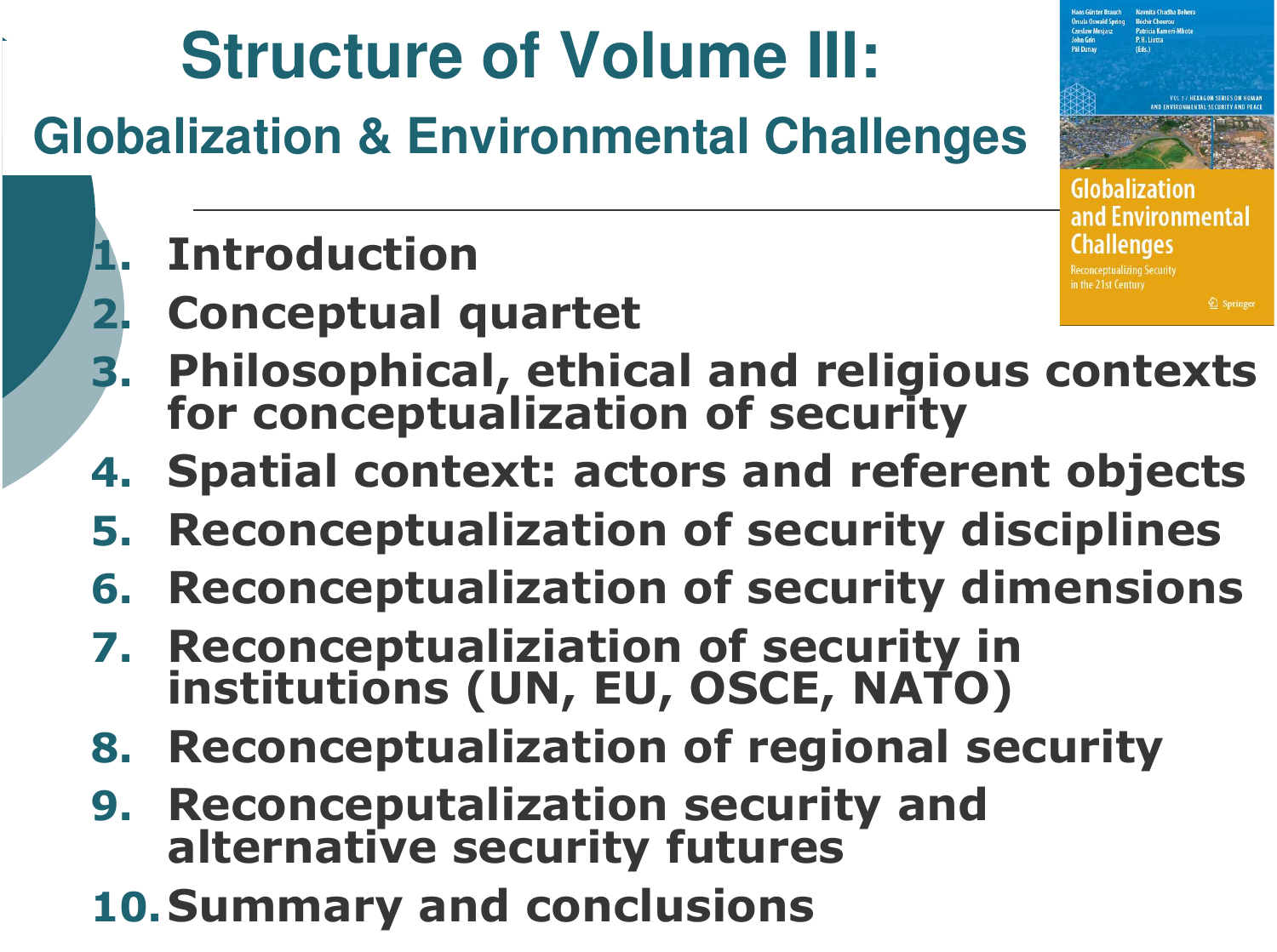# Structure of Volume III:

## Globalization & Environmental Challenges

1. **Introduction**
2. **Conceptual quartet**
3. **Philosophical, ethical and religious contexts for conceptualization of security**
4. **Spatial context: actors and referent objects**
5. **Reconceptualization of security disciplines**
6. **Reconceptualization of security dimensions**
7. **Reconceptualiziation of security in institutions (UN, EU, OSCE, NATO)**
8. **Reconceptualization of regional security**
9. **Reconceputalization security and alternative security futures**
10. **Summary and conclusions**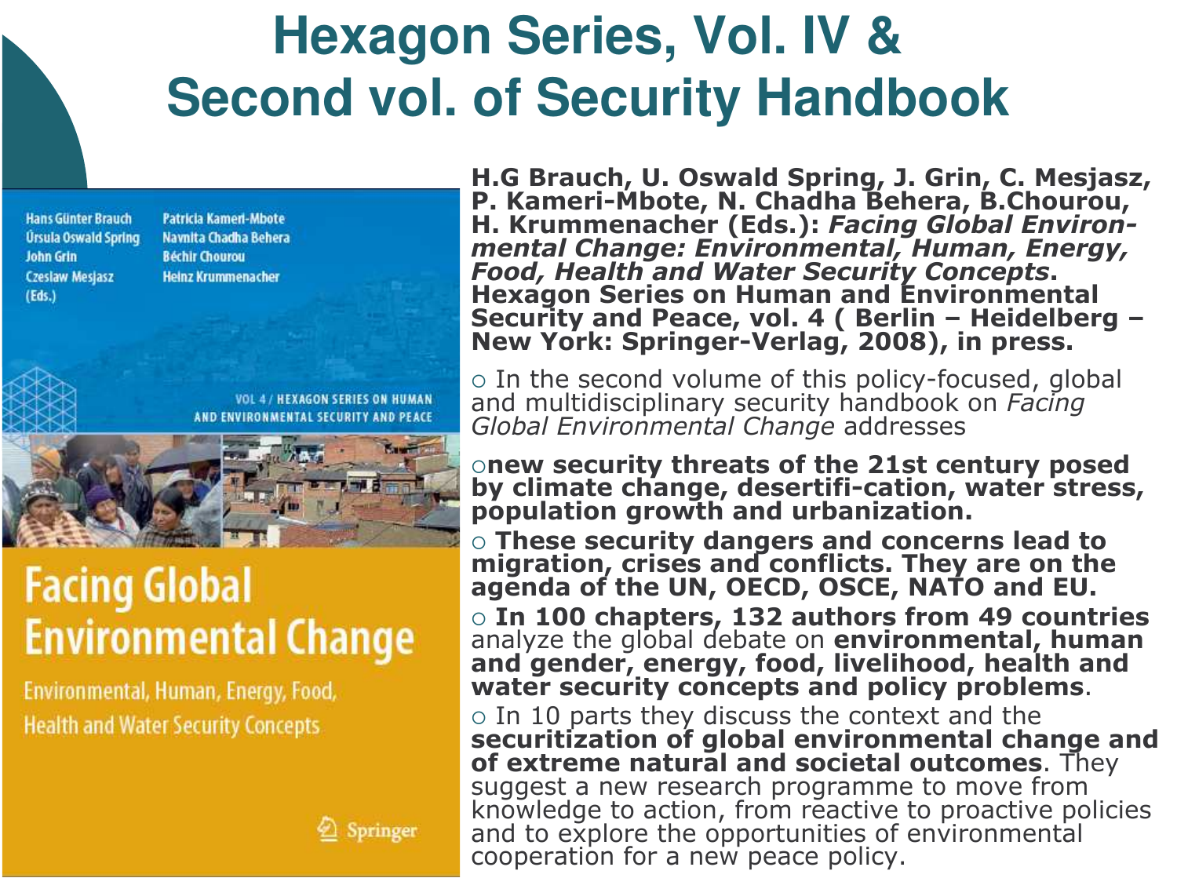# Hexagon Series, Vol. IV & Second vol. of Security Handbook

Hans Günter Brauch
Úrsula Oswald Spring
John Grin
Czeslaw Mesjasz
(Eds.)

Patricia Kameri-Mbote
Navnita Chadha Behera
Béchir Chourou
Heinz Krummenacher

VOL 4 / HEXAGON SERIES ON HUMAN AND ENVIRONMENTAL SECURITY AND PEACE

Facing Global Environmental Change

Environmental, Human, Energy, Food, Health and Water Security Concepts

Springer

**H.G Brauch, U. Oswald Spring, J. Grin, C. Mesjasz, P. Kameri-Mbote, N. Chadha Behera, B.Chourou, H. Krummenacher (Eds.): *Facing Global Environmental Change: Environmental, Human, Energy, Food, Health and Water Security Concepts*. Hexagon Series on Human and Environmental Security and Peace, vol. 4 ( Berlin – Heidelberg – New York: Springer-Verlag, 2008), in press.**

- In the second volume of this policy-focused, global and multidisciplinary security handbook on *Facing Global Environmental Change* addresses
- **new security threats of the 21st century posed by climate change, desertifi-cation, water stress, population growth and urbanization.**
- **These security dangers and concerns lead to migration, crises and conflicts. They are on the agenda of the UN, OECD, OSCE, NATO and EU.**
- **In 100 chapters, 132 authors from 49 countries** analyze the global debate on **environmental, human and gender, energy, food, livelihood, health and water security concepts and policy problems**.
- In 10 parts they discuss the context and the **securitization of global environmental change and of extreme natural and societal outcomes**. They suggest a new research programme to move from knowledge to action, from reactive to proactive policies and to explore the opportunities of environmental cooperation for a new peace policy.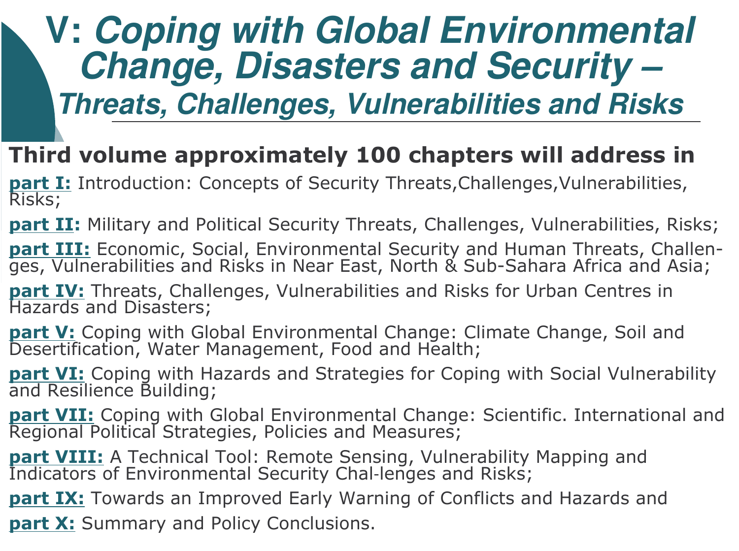# V: *Coping with Global Environmental Change, Disasters and Security –*

## *Threats, Challenges, Vulnerabilities and Risks*

**Third volume approximately 100 chapters will address in**

**part I:** Introduction: Concepts of Security Threats,Challenges,Vulnerabilities, Risks;

**part II:** Military and Political Security Threats, Challenges, Vulnerabilities, Risks;

**part III:** Economic, Social, Environmental Security and Human Threats, Challen-ges, Vulnerabilities and Risks in Near East, North & Sub-Sahara Africa and Asia;

**part IV:** Threats, Challenges, Vulnerabilities and Risks for Urban Centres in Hazards and Disasters;

**part V:** Coping with Global Environmental Change: Climate Change, Soil and Desertification, Water Management, Food and Health;

**part VI:** Coping with Hazards and Strategies for Coping with Social Vulnerability and Resilience Building;

**part VII:** Coping with Global Environmental Change: Scientific. International and Regional Political Strategies, Policies and Measures;

**part VIII:** A Technical Tool: Remote Sensing, Vulnerability Mapping and Indicators of Environmental Security Chal-lenges and Risks;

**part IX:** Towards an Improved Early Warning of Conflicts and Hazards and

**part X:** Summary and Policy Conclusions.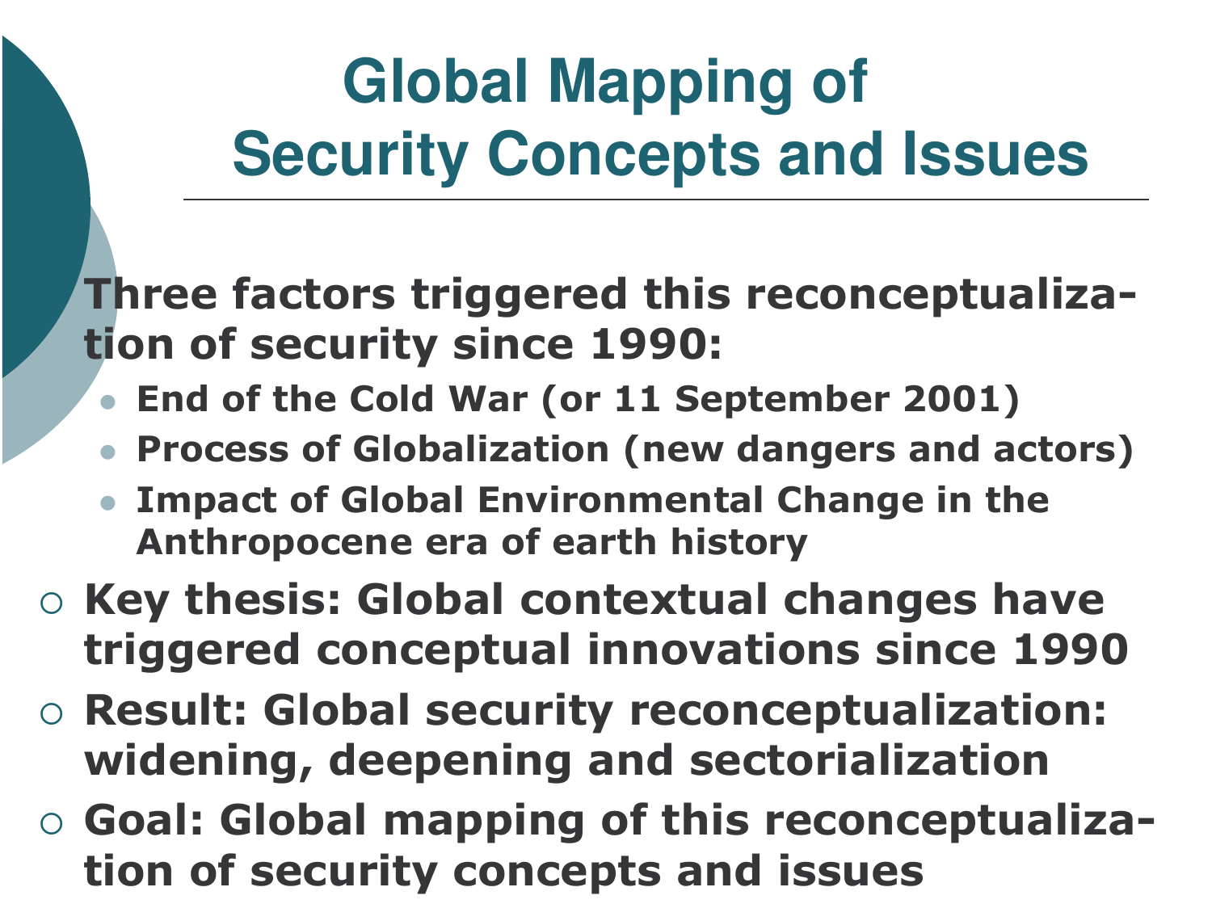# Global Mapping of Security Concepts and Issues

- **Three factors triggered this reconceptualization of security since 1990:**
  - **End of the Cold War (or 11 September 2001)**
  - **Process of Globalization (new dangers and actors)**
  - **Impact of Global Environmental Change in the Anthropocene era of earth history**
- **Key thesis: Global contextual changes have triggered conceptual innovations since 1990**
- **Result: Global security reconceptualization: widening, deepening and sectorialization**
- **Goal: Global mapping of this reconceptualization of security concepts and issues**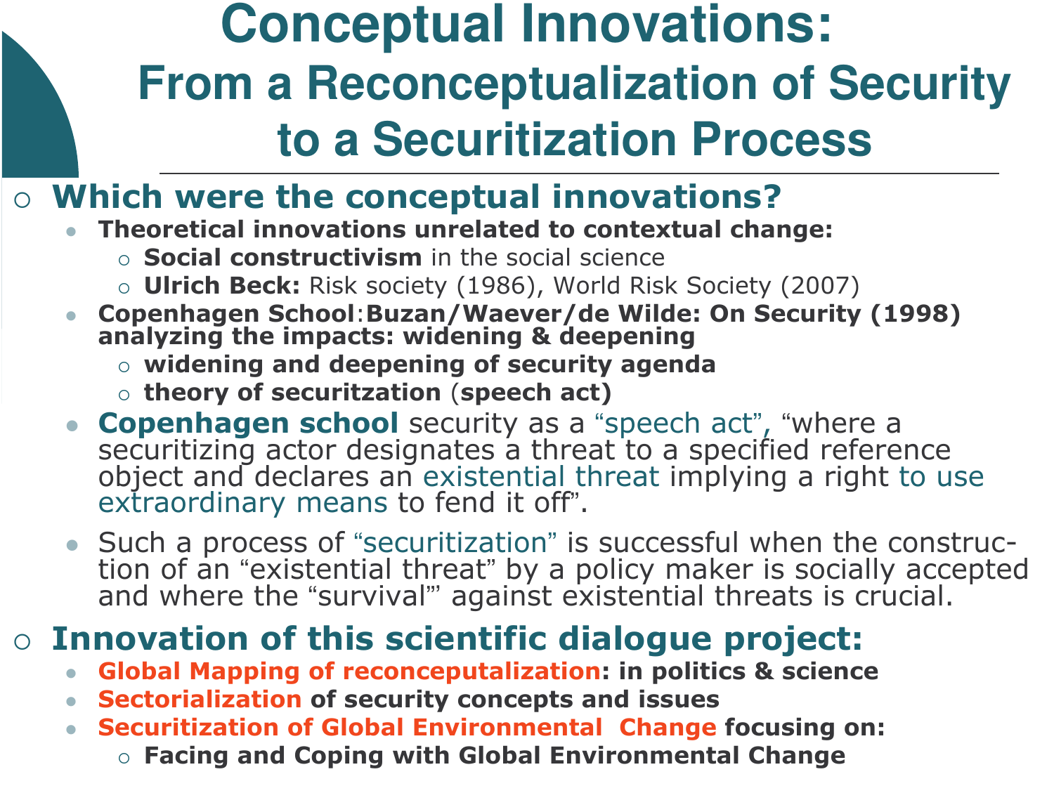# Conceptual Innovations: From a Reconceptualization of Security to a Securitization Process

- **Which were the conceptual innovations?**
  - **Theoretical innovations unrelated to contextual change:**
    - **Social constructivism** in the social science
    - **Ulrich Beck:** Risk society (1986), World Risk Society (2007)
  - **Copenhagen School**:**Buzan/Waever/de Wilde: On Security (1998) analyzing the impacts: widening & deepening**
    - **widening and deepening of security agenda**
    - **theory of securitzation** (**speech act)**
  - **Copenhagen school** security as a "speech act", "where a securitizing actor designates a threat to a specified reference object and declares an existential threat implying a right to use extraordinary means to fend it off".
  - Such a process of "securitization" is successful when the construction of an "existential threat" by a policy maker is socially accepted and where the "survival"' against existential threats is crucial.
- **Innovation of this scientific dialogue project:**
  - **Global Mapping of reconceputalization: in politics & science**
  - **Sectorialization of security concepts and issues**
  - **Securitization of Global Environmental Change focusing on:**
    - **Facing and Coping with Global Environmental Change**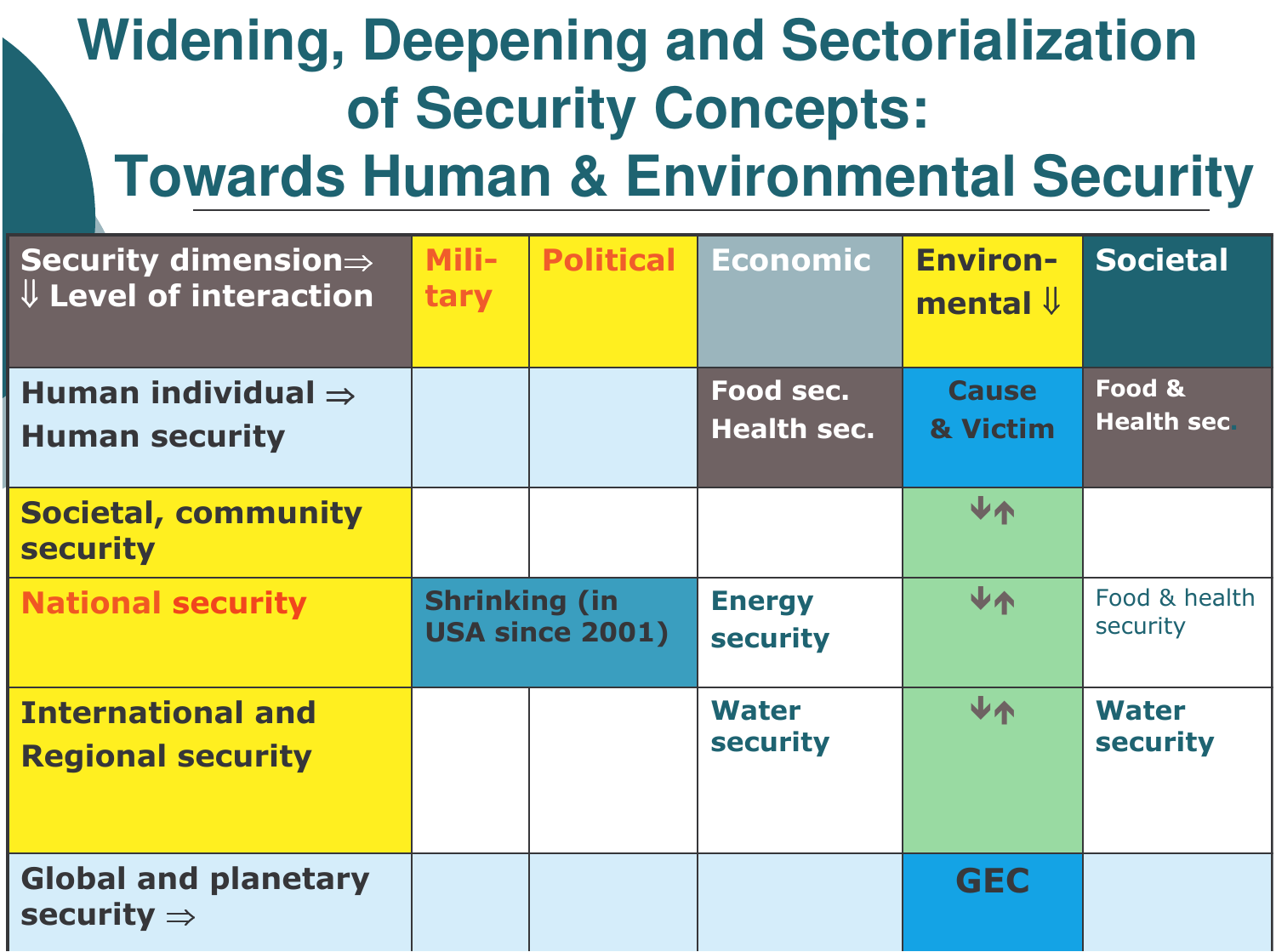# Widening, Deepening and Sectorialization of Security Concepts: Towards Human & Environmental Security

| Security dimension ⇒ ⇓ Level of interaction | Military | Political | Economic | Environmental ⇓ | Societal |
|---|---|---|---|---|---|
| Human individual ⇒ Human security | | | Food sec. Health sec. | Cause & Victim | Food & Health sec. |
| Societal, community security | | | | ↓↑ | |
| National security | Shrinking (in USA since 2001) | | Energy security | ↓↑ | Food & health security |
| International and Regional security | | | Water security | ↓↑ | Water security |
| Global and planetary security ⇒ | | | | GEC | |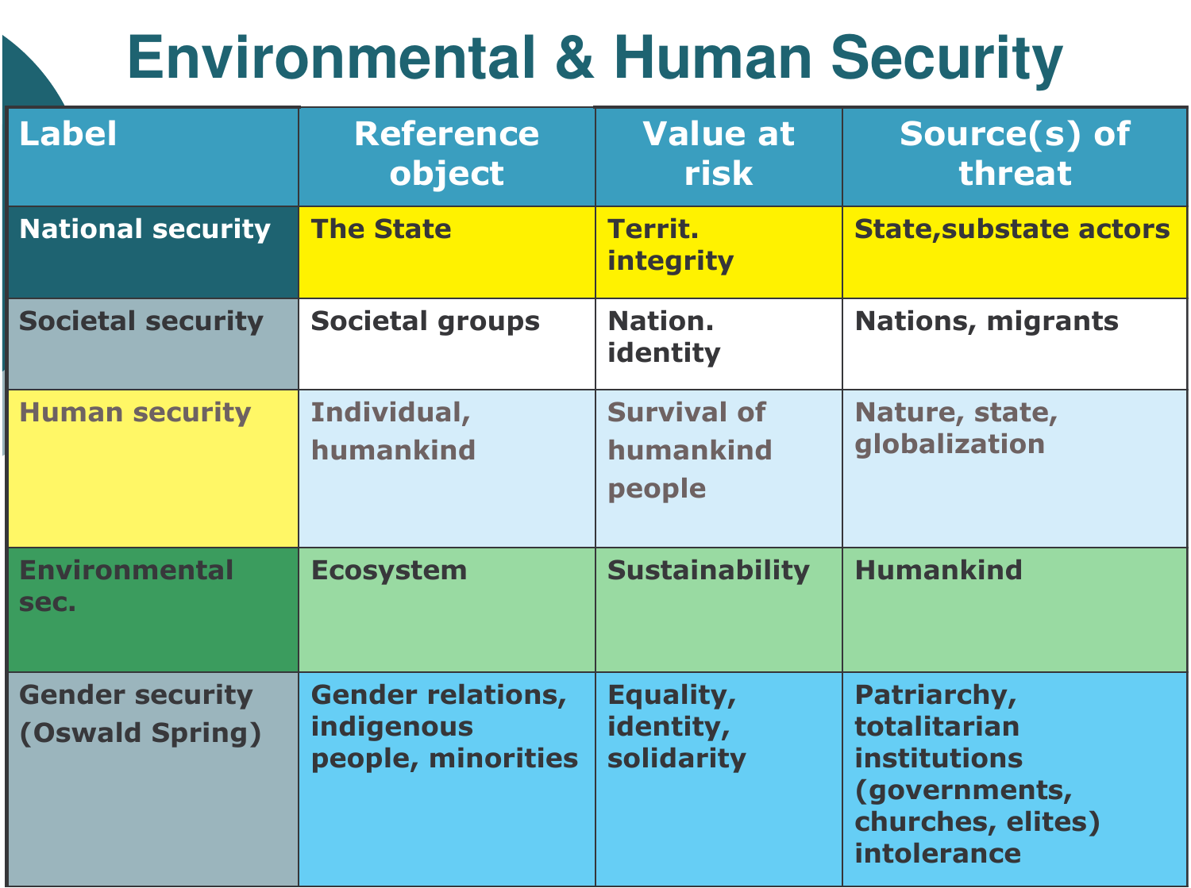# Environmental & Human Security

| Label | Reference object | Value at risk | Source(s) of threat |
|---|---|---|---|
| National security | The State | Territ. integrity | State,substate actors |
| Societal security | Societal groups | Nation. identity | Nations, migrants |
| Human security | Individual, humankind | Survival of humankind people | Nature, state, globalization |
| Environmental sec. | Ecosystem | Sustainability | Humankind |
| Gender security (Oswald Spring) | Gender relations, indigenous people, minorities | Equality, identity, solidarity | Patriarchy, totalitarian institutions (governments, churches, elites) intolerance |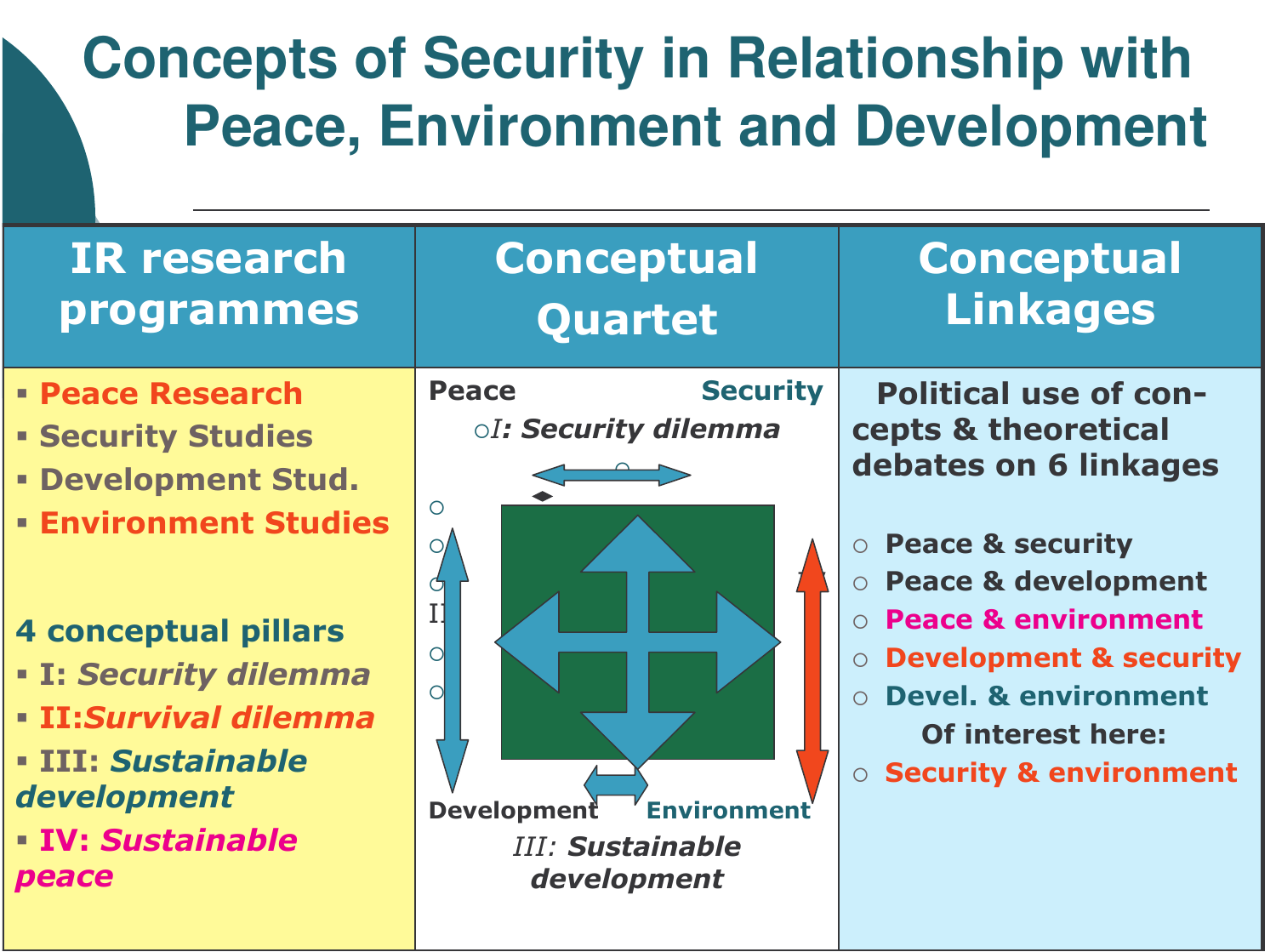# Concepts of Security in Relationship with Peace, Environment and Development

| IR research programmes | Conceptual Quartet | Conceptual Linkages |
|---|---|---|
| ▪ Peace Research<br>▪ Security Studies<br>▪ Development Stud.<br>▪ Environment Studies<br><br>**4 conceptual pillars**<br>▪ I: *Security dilemma*<br>▪ II: *Survival dilemma*<br>▪ III: *Sustainable development*<br>▪ IV: *Sustainable peace* | Peace Security<br>I: *Security dilemma*<br><br>Development Environment<br>III: *Sustainable development* | **Political use of concepts & theoretical debates on 6 linkages**<br><br>○ Peace & security<br>○ Peace & development<br>○ Peace & environment<br>○ Development & security<br>○ Devel. & environment<br>Of interest here:<br>○ Security & environment |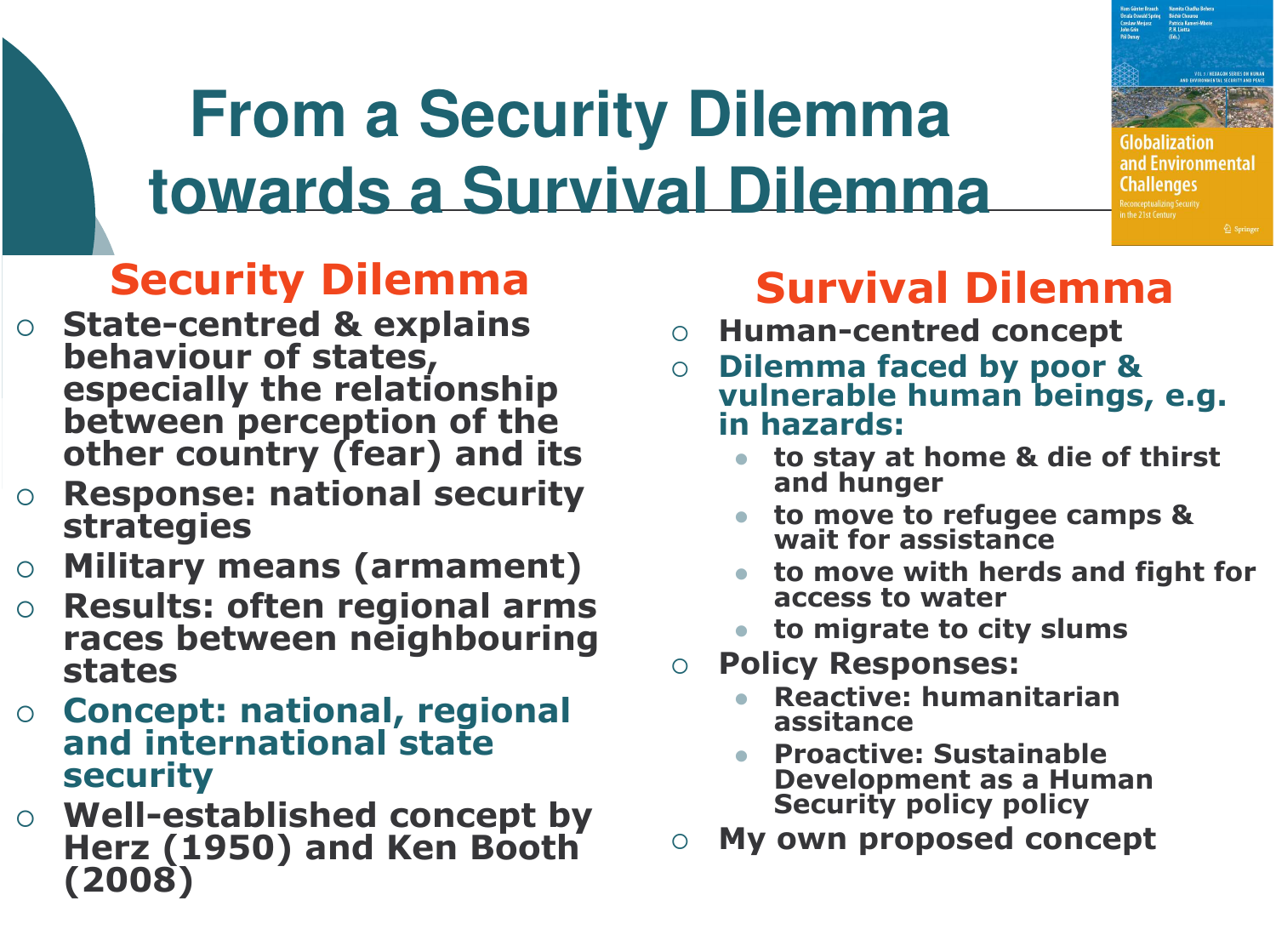# From a Security Dilemma towards a Survival Dilemma

## Security Dilemma

- **State-centred & explains behaviour of states, especially the relationship between perception of the other country (fear) and its**
- **Response: national security strategies**
- **Military means (armament)**
- **Results: often regional arms races between neighbouring states**
- **Concept: national, regional and international state security**
- **Well-established concept by Herz (1950) and Ken Booth (2008)**

## Survival Dilemma

- **Human-centred concept**
- **Dilemma faced by poor & vulnerable human beings, e.g. in hazards:**
  - **to stay at home & die of thirst and hunger**
  - **to move to refugee camps & wait for assistance**
  - **to move with herds and fight for access to water**
  - **to migrate to city slums**
- **Policy Responses:**
  - **Reactive: humanitarian assitance**
  - **Proactive: Sustainable Development as a Human Security policy policy**
- **My own proposed concept**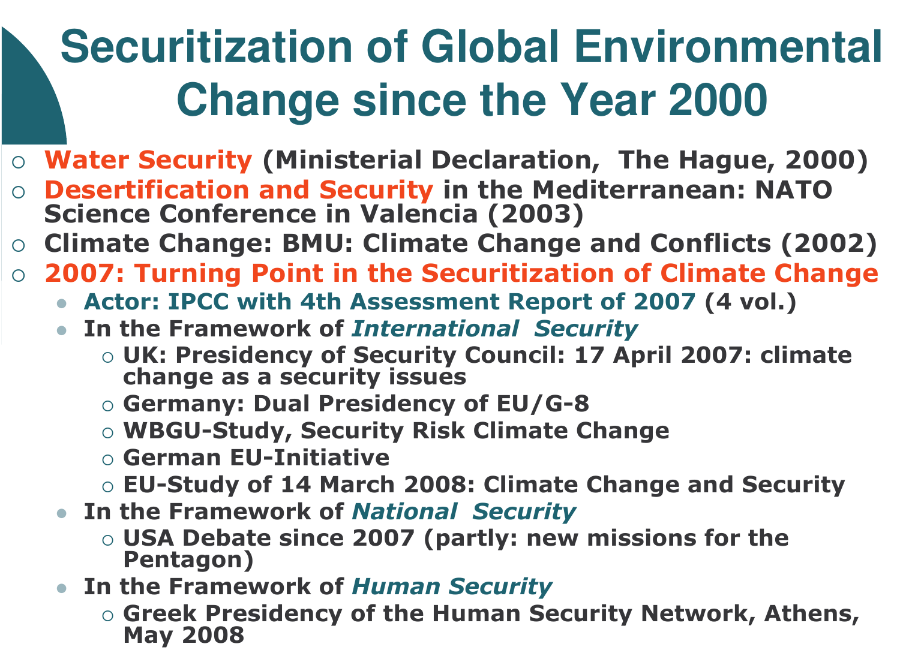# Securitization of Global Environmental Change since the Year 2000

- **Water Security (Ministerial Declaration, The Hague, 2000)**
- **Desertification and Security in the Mediterranean: NATO Science Conference in Valencia (2003)**
- **Climate Change: BMU: Climate Change and Conflicts (2002)**
- **2007: Turning Point in the Securitization of Climate Change**
  - **Actor: IPCC with 4th Assessment Report of 2007 (4 vol.)**
  - **In the Framework of *International Security***
    - **UK: Presidency of Security Council: 17 April 2007: climate change as a security issues**
    - **Germany: Dual Presidency of EU/G-8**
    - **WBGU-Study, Security Risk Climate Change**
    - **German EU-Initiative**
    - **EU-Study of 14 March 2008: Climate Change and Security**
  - **In the Framework of *National Security***
    - **USA Debate since 2007 (partly: new missions for the Pentagon)**
  - **In the Framework of *Human Security***
    - **Greek Presidency of the Human Security Network, Athens, May 2008**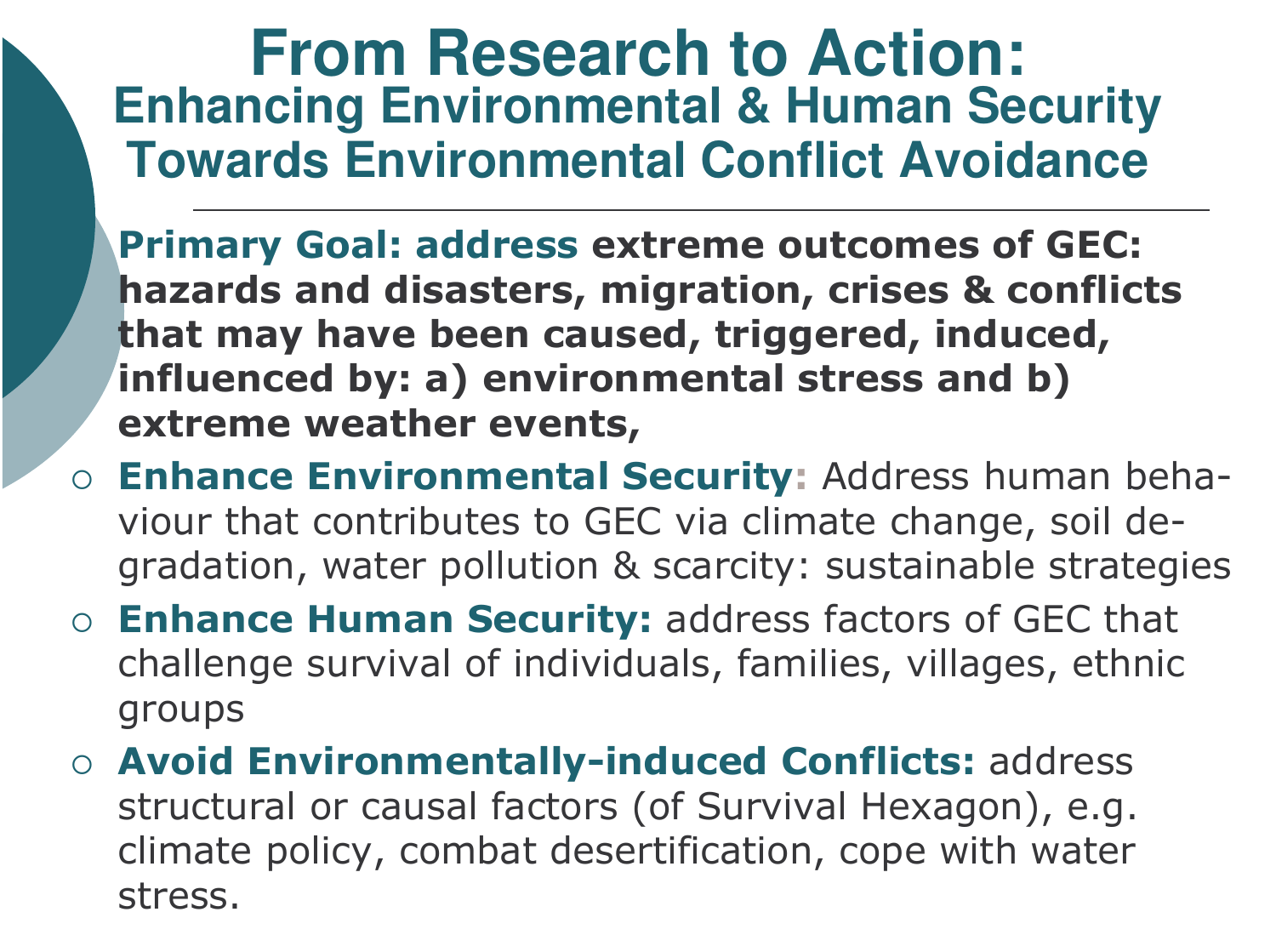# From Research to Action:

## Enhancing Environmental & Human Security Towards Environmental Conflict Avoidance

**Primary Goal: address extreme outcomes of GEC: hazards and disasters, migration, crises & conflicts that may have been caused, triggered, induced, influenced by: a) environmental stress and b) extreme weather events,**

- **Enhance Environmental Security:** Address human behaviour that contributes to GEC via climate change, soil degradation, water pollution & scarcity: sustainable strategies
- **Enhance Human Security:** address factors of GEC that challenge survival of individuals, families, villages, ethnic groups
- **Avoid Environmentally-induced Conflicts:** address structural or causal factors (of Survival Hexagon), e.g. climate policy, combat desertification, cope with water stress.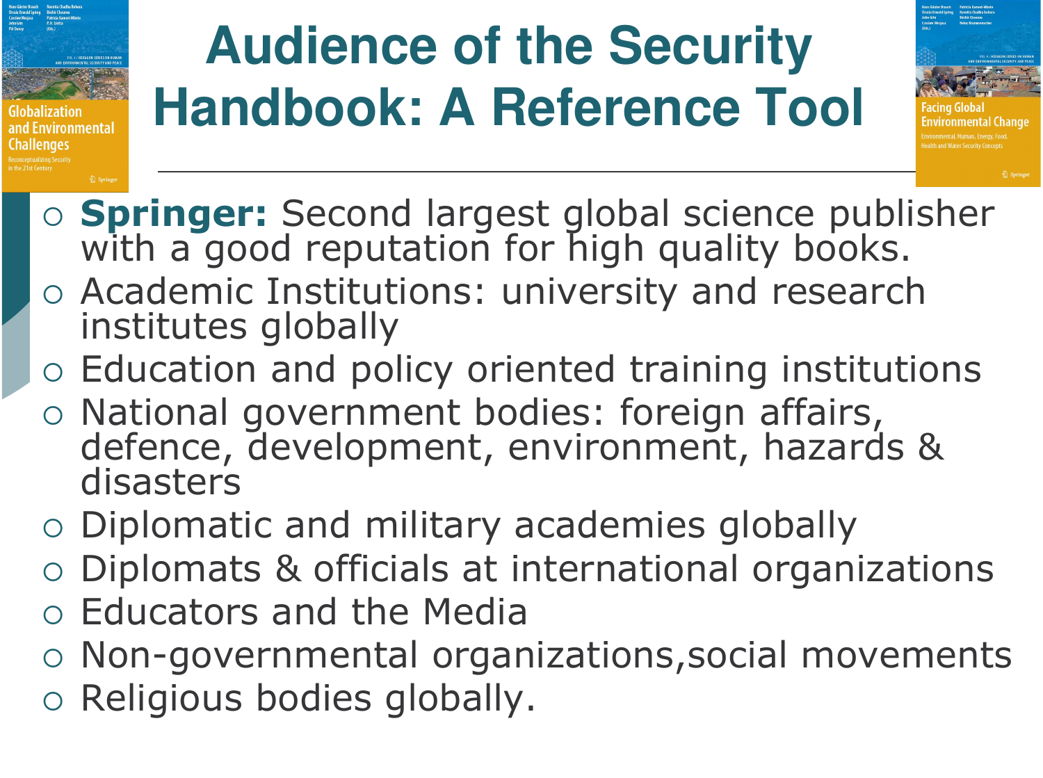# Audience of the Security Handbook: A Reference Tool

- **Springer:** Second largest global science publisher with a good reputation for high quality books.
- Academic Institutions: university and research institutes globally
- Education and policy oriented training institutions
- National government bodies: foreign affairs, defence, development, environment, hazards & disasters
- Diplomatic and military academies globally
- Diplomats & officials at international organizations
- Educators and the Media
- Non-governmental organizations,social movements
- Religious bodies globally.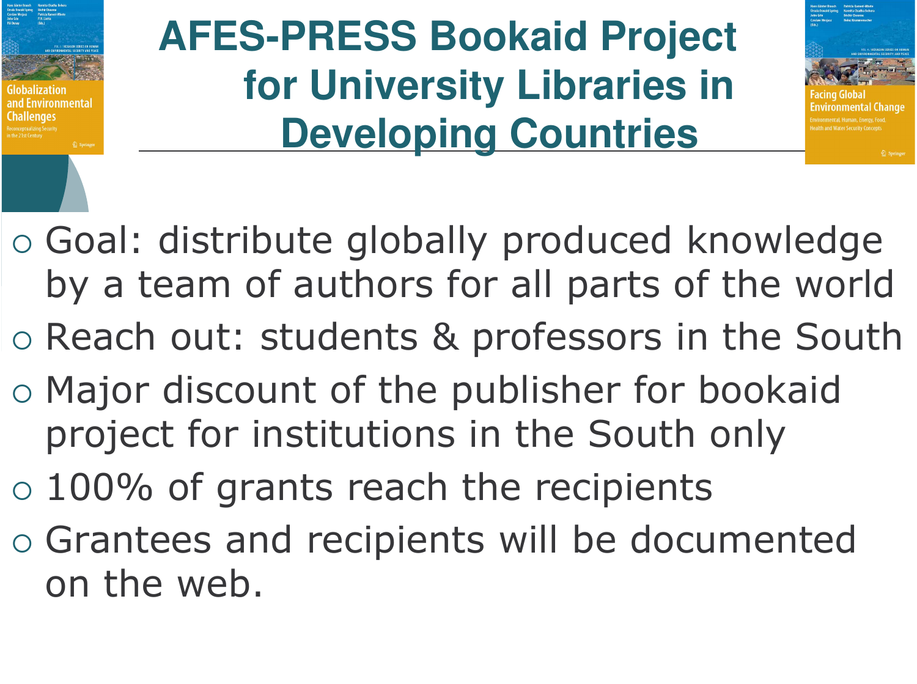# AFES-PRESS Bookaid Project for University Libraries in Developing Countries

- Goal: distribute globally produced knowledge by a team of authors for all parts of the world
- Reach out: students & professors in the South
- Major discount of the publisher for bookaid project for institutions in the South only
- 100% of grants reach the recipients
- Grantees and recipients will be documented on the web.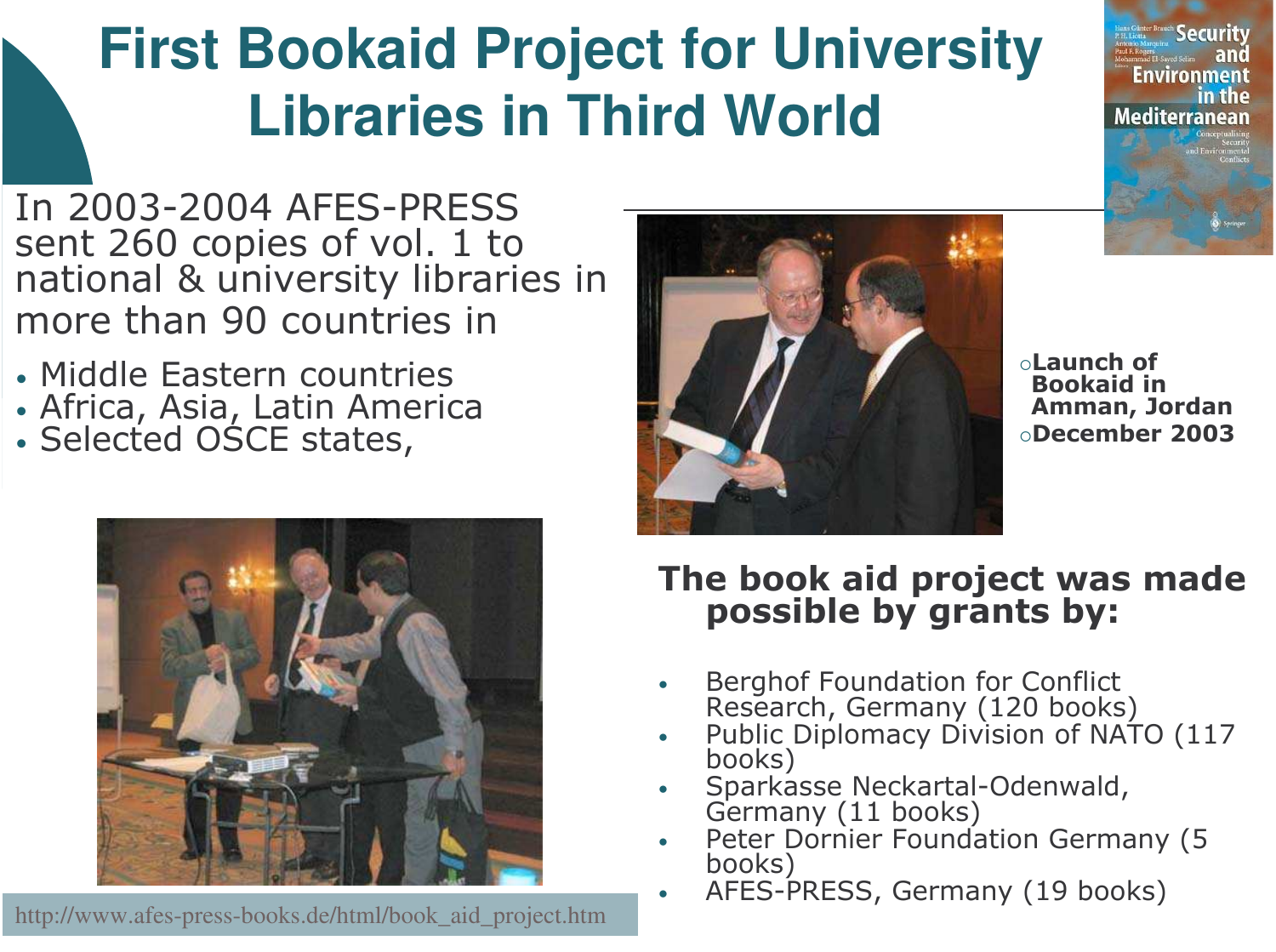# First Bookaid Project for University Libraries in Third World

In 2003-2004 AFES-PRESS sent 260 copies of vol. 1 to national & university libraries in more than 90 countries in

- Middle Eastern countries
- Africa, Asia, Latin America
- Selected OSCE states,

- **Launch of Bookaid in Amman, Jordan**
- **December 2003**

**The book aid project was made possible by grants by:**

- Berghof Foundation for Conflict Research, Germany (120 books)
- Public Diplomacy Division of NATO (117 books)
- Sparkasse Neckartal-Odenwald, Germany (11 books)
- Peter Dornier Foundation Germany (5 books)
- AFES-PRESS, Germany (19 books)

http://www.afes-press-books.de/html/book_aid_project.htm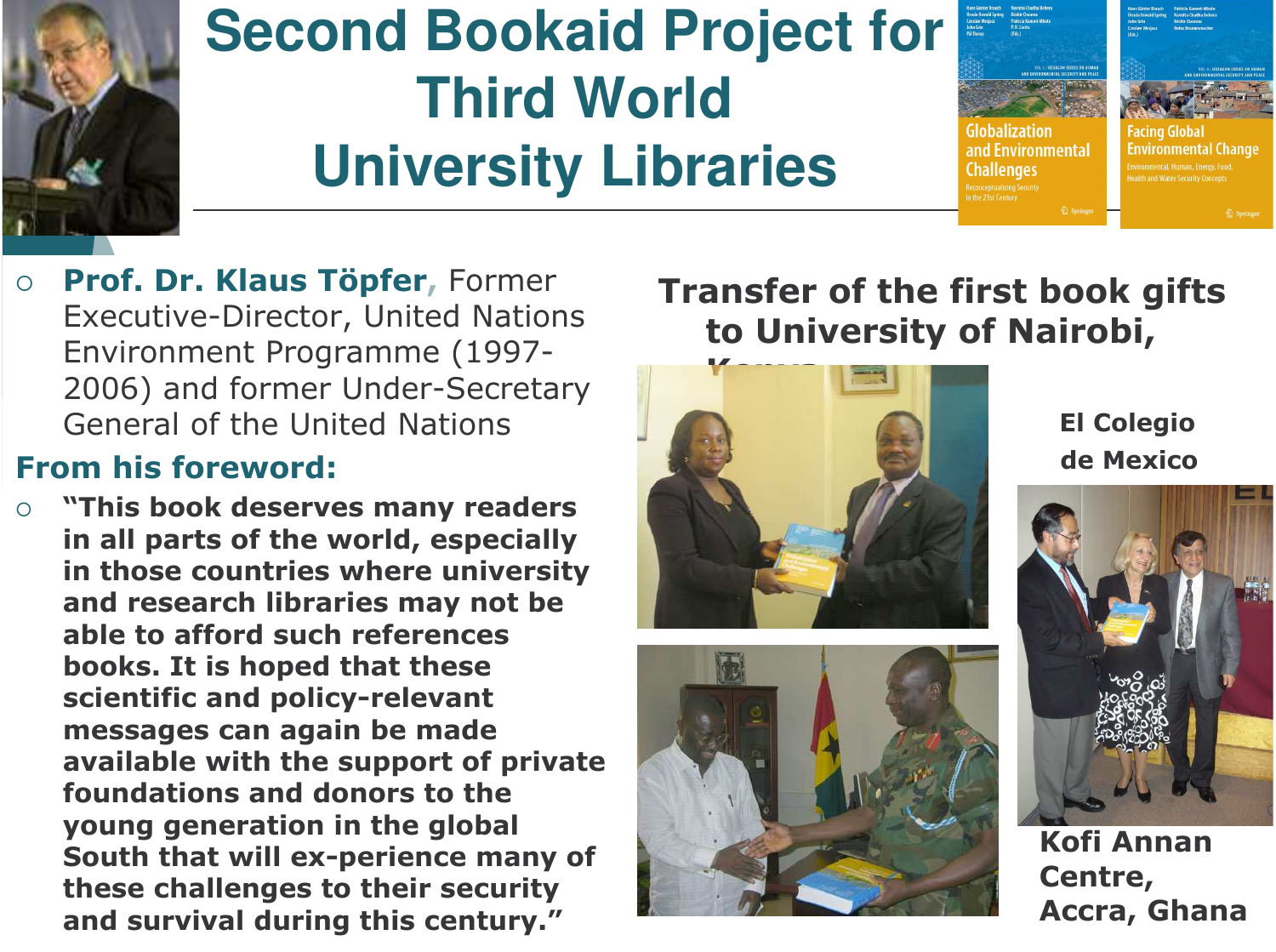# Second Bookaid Project for Third World University Libraries

- **Prof. Dr. Klaus Töpfer**, Former Executive-Director, United Nations Environment Programme (1997-2006) and former Under-Secretary General of the United Nations

**From his foreword:**

- **"This book deserves many readers in all parts of the world, especially in those countries where university and research libraries may not be able to afford such references books. It is hoped that these scientific and policy-relevant messages can again be made available with the support of private foundations and donors to the young generation in the global South that will ex-perience many of these challenges to their security and survival during this century."**

**Transfer of the first book gifts to University of Nairobi, Kenya**

**El Colegio de Mexico**

**Kofi Annan Centre, Accra, Ghana**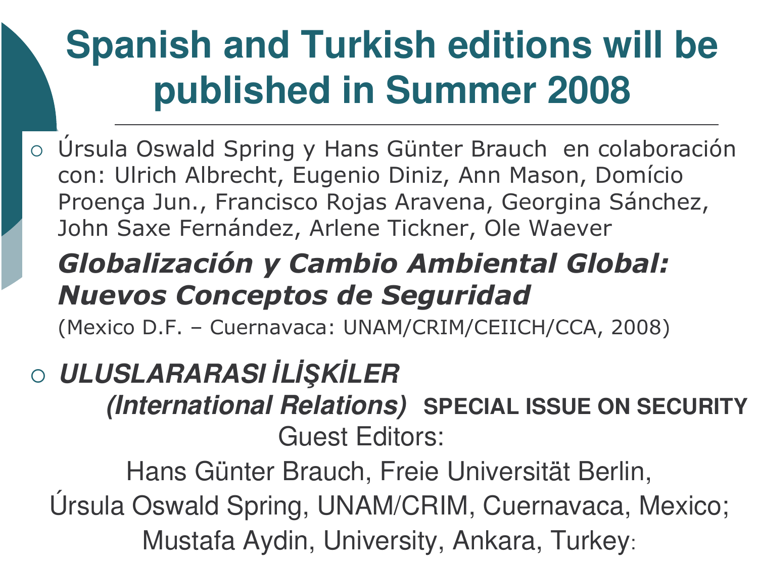# Spanish and Turkish editions will be published in Summer 2008

- Úrsula Oswald Spring y Hans Günter Brauch en colaboración con: Ulrich Albrecht, Eugenio Diniz, Ann Mason, Domício Proença Jun., Francisco Rojas Aravena, Georgina Sánchez, John Saxe Fernández, Arlene Tickner, Ole Waever

  ***Globalización y Cambio Ambiental Global: Nuevos Conceptos de Seguridad***

  (Mexico D.F. – Cuernavaca: UNAM/CRIM/CEIICH/CCA, 2008)

- ***ULUSLARARASI İLİŞKİLER (International Relations)*** **SPECIAL ISSUE ON SECURITY**

  Guest Editors:

  Hans Günter Brauch, Freie Universität Berlin,

  Úrsula Oswald Spring, UNAM/CRIM, Cuernavaca, Mexico;

  Mustafa Aydin, University, Ankara, Turkey: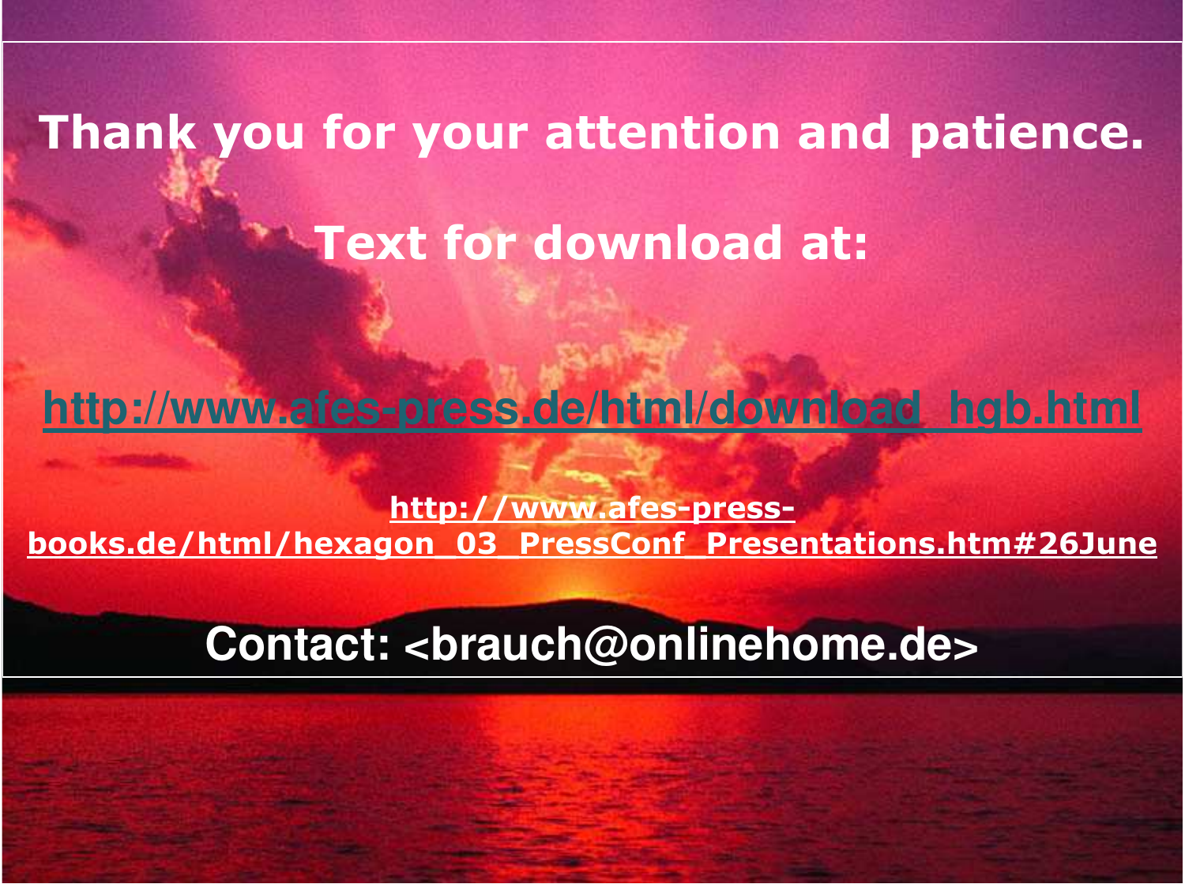# Thank you for your attention and patience.

## Text for download at:

http://www.afes-press.de/html/download_hgb.html

http://www.afes-press-books.de/html/hexagon_03_PressConf_Presentations.htm#26June

**Contact: <brauch@onlinehome.de>**